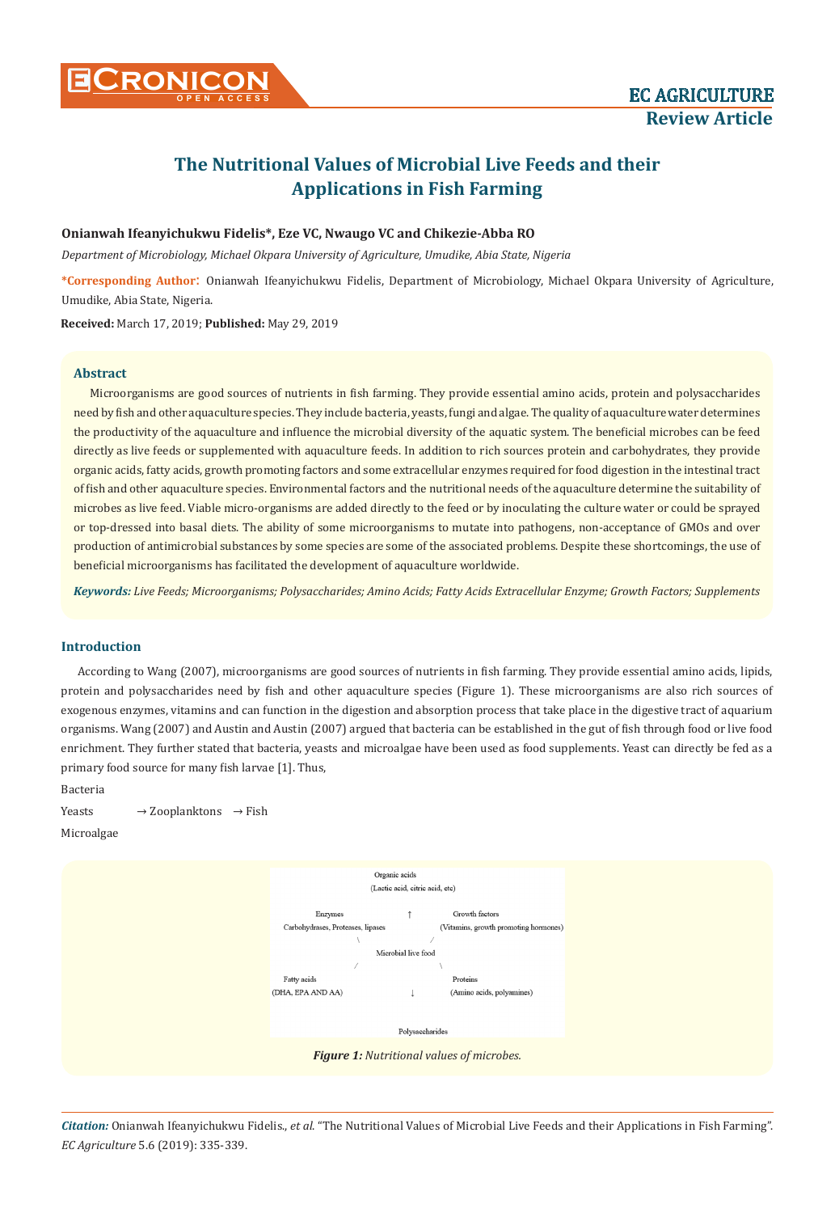# The Nutritional Values of Microbial Live Feeds and their Applications in Fish Farming

**Onianwah Ifeanyichukwu Fidelis\*, Eze VC, Nwaugo VC and Chikezie-Abba RO**

*Department of Microbiology, Michael Okpara University of Agriculture, Umudike, Abia State, Nigeria*

**\*Corresponding Author:** Onianwah Ifeanyichukwu Fidelis, Department of Microbiology, Michael Okpara University of Agriculture, Umudike, Abia State, Nigeria.

**Received:** March 17, 2019; **Published:** May 29, 2019

### Abstract

Microorganisms are good sources of nutrients in fish farming. They provide essential amino acids, protein and polysaccharides need by fish and other aquaculture species. They include bacteria, yeasts, fungi and algae. The quality of aquaculture water determines the productivity of the aquaculture and influence the microbial diversity of the aquatic system. The beneficial microbes can be feed directly as live feeds or supplemented with aquaculture feeds. In addition to rich sources protein and carbohydrates, they provide organic acids, fatty acids, growth promoting factors and some extracellular enzymes required for food digestion in the intestinal tract of fish and other aquaculture species. Environmental factors and the nutritional needs of the aquaculture determine the suitability of microbes as live feed. Viable micro-organisms are added directly to the feed or by inoculating the culture water or could be sprayed or top-dressed into basal diets. The ability of some microorganisms to mutate into pathogens, non-acceptance of GMOs and over production of antimicrobial substances by some species are some of the associated problems. Despite these shortcomings, the use of beneficial microorganisms has facilitated the development of aquaculture worldwide.

***Keywords:*** *Live Feeds; Microorganisms; Polysaccharides; Amino Acids; Fatty Acids Extracellular Enzyme; Growth Factors; Supplements*

## Introduction

According to Wang (2007), microorganisms are good sources of nutrients in fish farming. They provide essential amino acids, lipids, protein and polysaccharides need by fish and other aquaculture species (Figure 1). These microorganisms are also rich sources of exogenous enzymes, vitamins and can function in the digestion and absorption process that take place in the digestive tract of aquarium organisms. Wang (2007) and Austin and Austin (2007) argued that bacteria can be established in the gut of fish through food or live food enrichment. They further stated that bacteria, yeasts and microalgae have been used as food supplements. Yeast can directly be fed as a primary food source for many fish larvae [1]. Thus,

Bacteria

Yeasts → Zooplanktons → Fish

Microalgae

Organic acids
(Lactic acid, citric acid, etc)

Enzymes
Carbohydrases, Proteases, lipases

Growth factors
(Vitamins, growth promoting hormones)

Microbial live food

Fatty acids
(DHA, EPA AND AA)

Proteins
(Amino acids, polyamines)

Polysaccharides

*Figure 1: Nutritional values of microbes.*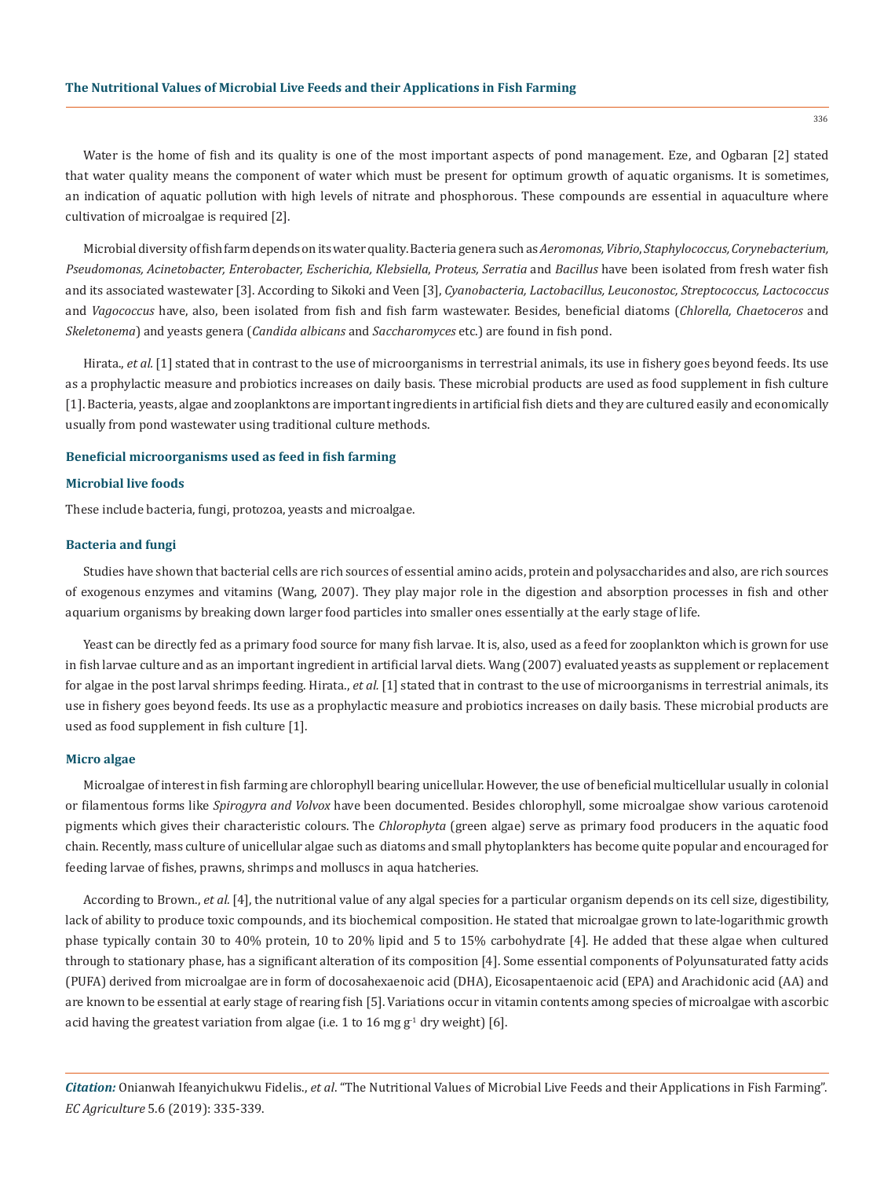Water is the home of fish and its quality is one of the most important aspects of pond management. Eze, and Ogbaran [2] stated that water quality means the component of water which must be present for optimum growth of aquatic organisms. It is sometimes, an indication of aquatic pollution with high levels of nitrate and phosphorous. These compounds are essential in aquaculture where cultivation of microalgae is required [2].

Microbial diversity of fish farm depends on its water quality. Bacteria genera such as *Aeromonas, Vibrio, Staphylococcus, Corynebacterium, Pseudomonas, Acinetobacter, Enterobacter, Escherichia, Klebsiella, Proteus, Serratia* and *Bacillus* have been isolated from fresh water fish and its associated wastewater [3]. According to Sikoki and Veen [3], *Cyanobacteria, Lactobacillus, Leuconostoc, Streptococcus, Lactococcus* and *Vagococcus* have, also, been isolated from fish and fish farm wastewater. Besides, beneficial diatoms (*Chlorella, Chaetoceros* and *Skeletonema*) and yeasts genera (*Candida albicans* and *Saccharomyces* etc.) are found in fish pond.

Hirata., *et al.* [1] stated that in contrast to the use of microorganisms in terrestrial animals, its use in fishery goes beyond feeds. Its use as a prophylactic measure and probiotics increases on daily basis. These microbial products are used as food supplement in fish culture [1]. Bacteria, yeasts, algae and zooplanktons are important ingredients in artificial fish diets and they are cultured easily and economically usually from pond wastewater using traditional culture methods.

## Beneficial microorganisms used as feed in fish farming

### Microbial live foods

These include bacteria, fungi, protozoa, yeasts and microalgae.

### Bacteria and fungi

Studies have shown that bacterial cells are rich sources of essential amino acids, protein and polysaccharides and also, are rich sources of exogenous enzymes and vitamins (Wang, 2007). They play major role in the digestion and absorption processes in fish and other aquarium organisms by breaking down larger food particles into smaller ones essentially at the early stage of life.

Yeast can be directly fed as a primary food source for many fish larvae. It is, also, used as a feed for zooplankton which is grown for use in fish larvae culture and as an important ingredient in artificial larval diets. Wang (2007) evaluated yeasts as supplement or replacement for algae in the post larval shrimps feeding. Hirata., *et al.* [1] stated that in contrast to the use of microorganisms in terrestrial animals, its use in fishery goes beyond feeds. Its use as a prophylactic measure and probiotics increases on daily basis. These microbial products are used as food supplement in fish culture [1].

### Micro algae

Microalgae of interest in fish farming are chlorophyll bearing unicellular. However, the use of beneficial multicellular usually in colonial or filamentous forms like *Spirogyra and Volvox* have been documented. Besides chlorophyll, some microalgae show various carotenoid pigments which gives their characteristic colours. The *Chlorophyta* (green algae) serve as primary food producers in the aquatic food chain. Recently, mass culture of unicellular algae such as diatoms and small phytoplankters has become quite popular and encouraged for feeding larvae of fishes, prawns, shrimps and molluscs in aqua hatcheries.

According to Brown., *et al.* [4], the nutritional value of any algal species for a particular organism depends on its cell size, digestibility, lack of ability to produce toxic compounds, and its biochemical composition. He stated that microalgae grown to late-logarithmic growth phase typically contain 30 to 40% protein, 10 to 20% lipid and 5 to 15% carbohydrate [4]. He added that these algae when cultured through to stationary phase, has a significant alteration of its composition [4]. Some essential components of Polyunsaturated fatty acids (PUFA) derived from microalgae are in form of docosahexaenoic acid (DHA), Eicosapentaenoic acid (EPA) and Arachidonic acid (AA) and are known to be essential at early stage of rearing fish [5]. Variations occur in vitamin contents among species of microalgae with ascorbic acid having the greatest variation from algae (i.e. 1 to 16 mg $g^{-1}$ dry weight) [6].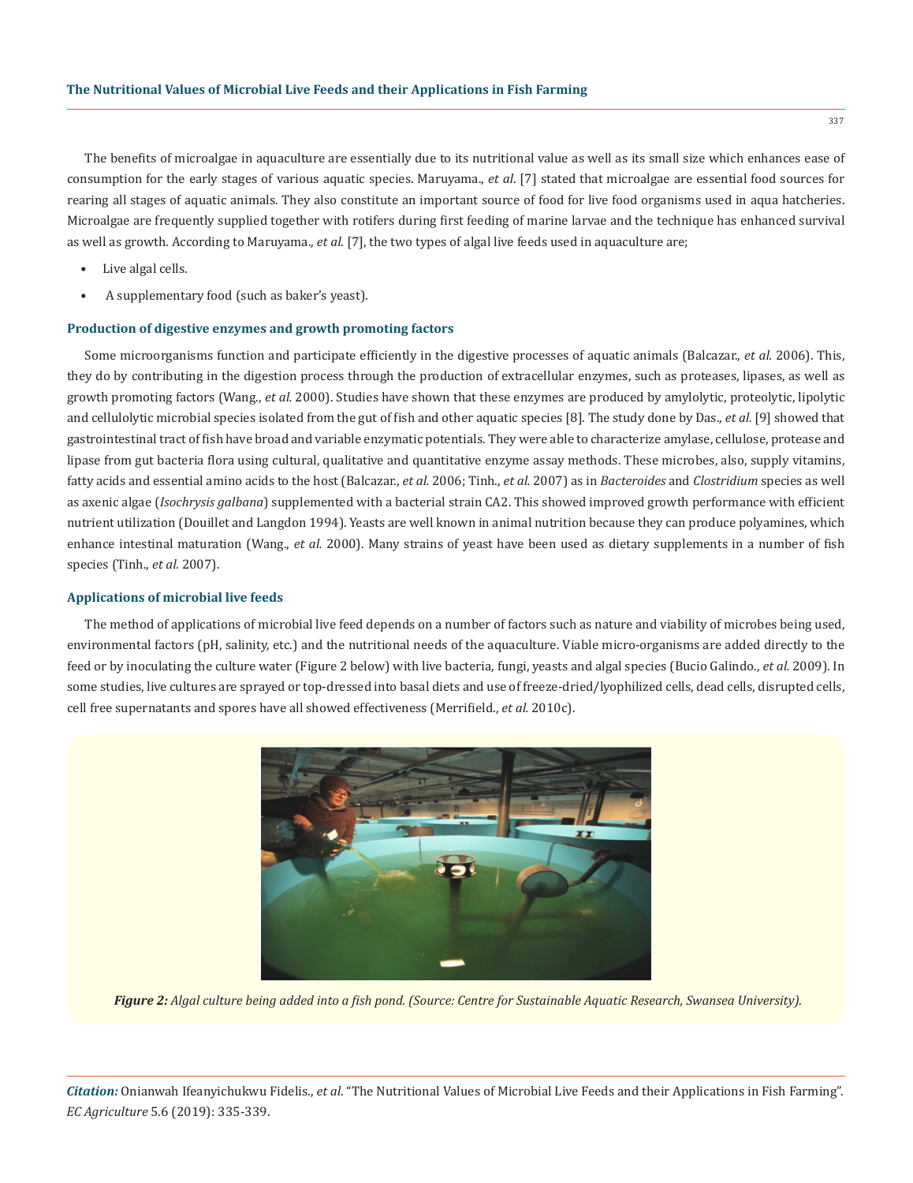The benefits of microalgae in aquaculture are essentially due to its nutritional value as well as its small size which enhances ease of consumption for the early stages of various aquatic species. Maruyama., *et al*. [7] stated that microalgae are essential food sources for rearing all stages of aquatic animals. They also constitute an important source of food for live food organisms used in aqua hatcheries. Microalgae are frequently supplied together with rotifers during first feeding of marine larvae and the technique has enhanced survival as well as growth. According to Maruyama., *et al.* [7], the two types of algal live feeds used in aquaculture are;

- Live algal cells.
- A supplementary food (such as baker's yeast).

### Production of digestive enzymes and growth promoting factors

Some microorganisms function and participate efficiently in the digestive processes of aquatic animals (Balcazar., *et al.* 2006). This, they do by contributing in the digestion process through the production of extracellular enzymes, such as proteases, lipases, as well as growth promoting factors (Wang., *et al.* 2000). Studies have shown that these enzymes are produced by amylolytic, proteolytic, lipolytic and cellulolytic microbial species isolated from the gut of fish and other aquatic species [8]. The study done by Das., *et al.* [9] showed that gastrointestinal tract of fish have broad and variable enzymatic potentials. They were able to characterize amylase, cellulose, protease and lipase from gut bacteria flora using cultural, qualitative and quantitative enzyme assay methods. These microbes, also, supply vitamins, fatty acids and essential amino acids to the host (Balcazar., *et al.* 2006; Tinh., *et al.* 2007) as in *Bacteroides* and *Clostridium* species as well as axenic algae (*Isochrysis galbana*) supplemented with a bacterial strain CA2. This showed improved growth performance with efficient nutrient utilization (Douillet and Langdon 1994). Yeasts are well known in animal nutrition because they can produce polyamines, which enhance intestinal maturation (Wang., *et al.* 2000). Many strains of yeast have been used as dietary supplements in a number of fish species (Tinh., *et al.* 2007).

### Applications of microbial live feeds

The method of applications of microbial live feed depends on a number of factors such as nature and viability of microbes being used, environmental factors (pH, salinity, etc.) and the nutritional needs of the aquaculture. Viable micro-organisms are added directly to the feed or by inoculating the culture water (Figure 2 below) with live bacteria, fungi, yeasts and algal species (Bucio Galindo., *et al.* 2009). In some studies, live cultures are sprayed or top-dressed into basal diets and use of freeze-dried/lyophilized cells, dead cells, disrupted cells, cell free supernatants and spores have all showed effectiveness (Merrifield., *et al.* 2010c).

***Figure 2:*** *Algal culture being added into a fish pond. (Source: Centre for Sustainable Aquatic Research, Swansea University).*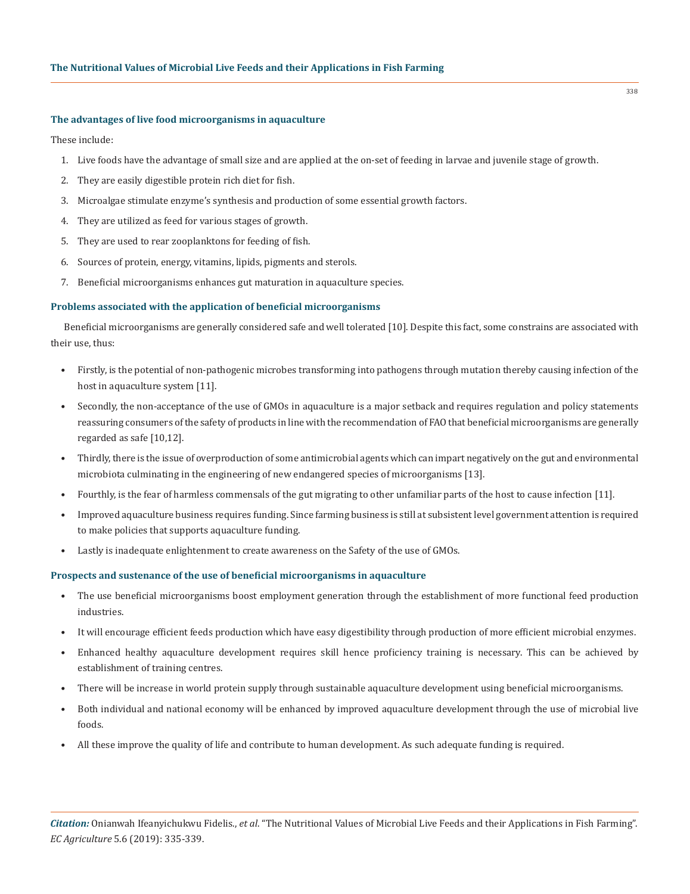### The advantages of live food microorganisms in aquaculture

These include:

1. Live foods have the advantage of small size and are applied at the on-set of feeding in larvae and juvenile stage of growth.
2. They are easily digestible protein rich diet for fish.
3. Microalgae stimulate enzyme's synthesis and production of some essential growth factors.
4. They are utilized as feed for various stages of growth.
5. They are used to rear zooplanktons for feeding of fish.
6. Sources of protein, energy, vitamins, lipids, pigments and sterols.
7. Beneficial microorganisms enhances gut maturation in aquaculture species.

### Problems associated with the application of beneficial microorganisms

Beneficial microorganisms are generally considered safe and well tolerated [10]. Despite this fact, some constrains are associated with their use, thus:

- Firstly, is the potential of non-pathogenic microbes transforming into pathogens through mutation thereby causing infection of the host in aquaculture system [11].
- Secondly, the non-acceptance of the use of GMOs in aquaculture is a major setback and requires regulation and policy statements reassuring consumers of the safety of products in line with the recommendation of FAO that beneficial microorganisms are generally regarded as safe [10,12].
- Thirdly, there is the issue of overproduction of some antimicrobial agents which can impart negatively on the gut and environmental microbiota culminating in the engineering of new endangered species of microorganisms [13].
- Fourthly, is the fear of harmless commensals of the gut migrating to other unfamiliar parts of the host to cause infection [11].
- Improved aquaculture business requires funding. Since farming business is still at subsistent level government attention is required to make policies that supports aquaculture funding.
- Lastly is inadequate enlightenment to create awareness on the Safety of the use of GMOs.

### Prospects and sustenance of the use of beneficial microorganisms in aquaculture

- The use beneficial microorganisms boost employment generation through the establishment of more functional feed production industries.
- It will encourage efficient feeds production which have easy digestibility through production of more efficient microbial enzymes.
- Enhanced healthy aquaculture development requires skill hence proficiency training is necessary. This can be achieved by establishment of training centres.
- There will be increase in world protein supply through sustainable aquaculture development using beneficial microorganisms.
- Both individual and national economy will be enhanced by improved aquaculture development through the use of microbial live foods.
- All these improve the quality of life and contribute to human development. As such adequate funding is required.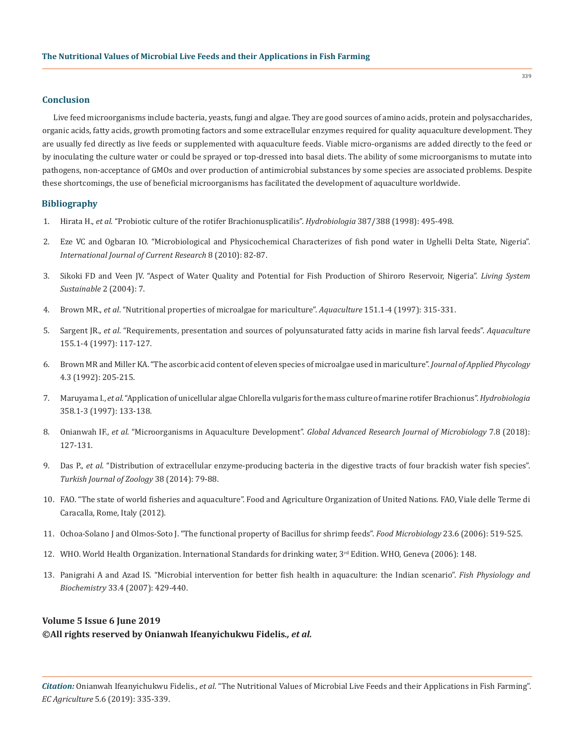## Conclusion

Live feed microorganisms include bacteria, yeasts, fungi and algae. They are good sources of amino acids, protein and polysaccharides, organic acids, fatty acids, growth promoting factors and some extracellular enzymes required for quality aquaculture development. They are usually fed directly as live feeds or supplemented with aquaculture feeds. Viable micro-organisms are added directly to the feed or by inoculating the culture water or could be sprayed or top-dressed into basal diets. The ability of some microorganisms to mutate into pathogens, non-acceptance of GMOs and over production of antimicrobial substances by some species are associated problems. Despite these shortcomings, the use of beneficial microorganisms has facilitated the development of aquaculture worldwide.

## Bibliography

1. Hirata H., *et al*. "Probiotic culture of the rotifer Brachionusplicatilis". *Hydrobiologia* 387/388 (1998): 495-498.
2. Eze VC and Ogbaran IO. "Microbiological and Physicochemical Characterizes of fish pond water in Ughelli Delta State, Nigeria". *International Journal of Current Research* 8 (2010): 82-87.
3. Sikoki FD and Veen JV. "Aspect of Water Quality and Potential for Fish Production of Shiroro Reservoir, Nigeria". *Living System Sustainable* 2 (2004): 7.
4. Brown MR., *et al*. "Nutritional properties of microalgae for mariculture". *Aquaculture* 151.1-4 (1997): 315-331.
5. Sargent JR., *et al*. "Requirements, presentation and sources of polyunsaturated fatty acids in marine fish larval feeds". *Aquaculture* 155.1-4 (1997): 117-127.
6. Brown MR and Miller KA. "The ascorbic acid content of eleven species of microalgae used in mariculture". *Journal of Applied Phycology* 4.3 (1992): 205-215.
7. Maruyama I., *et al*. "Application of unicellular algae Chlorella vulgaris for the mass culture of marine rotifer Brachionus". *Hydrobiologia* 358.1-3 (1997): 133-138.
8. Onianwah IF., *et al*. "Microorganisms in Aquaculture Development". *Global Advanced Research Journal of Microbiology* 7.8 (2018): 127-131.
9. Das P., *et al*. "Distribution of extracellular enzyme-producing bacteria in the digestive tracts of four brackish water fish species". *Turkish Journal of Zoology* 38 (2014): 79-88.
10. FAO. "The state of world fisheries and aquaculture". Food and Agriculture Organization of United Nations. FAO, Viale delle Terme di Caracalla, Rome, Italy (2012).
11. Ochoa-Solano J and Olmos-Soto J. "The functional property of Bacillus for shrimp feeds". *Food Microbiology* 23.6 (2006): 519-525.
12. WHO. World Health Organization. International Standards for drinking water, 3rd Edition. WHO, Geneva (2006): 148.
13. Panigrahi A and Azad IS. "Microbial intervention for better fish health in aquaculture: the Indian scenario". *Fish Physiology and Biochemistry* 33.4 (2007): 429-440.

**Volume 5 Issue 6 June 2019**
**©All rights reserved by Onianwah Ifeanyichukwu Fidelis., *et al.***